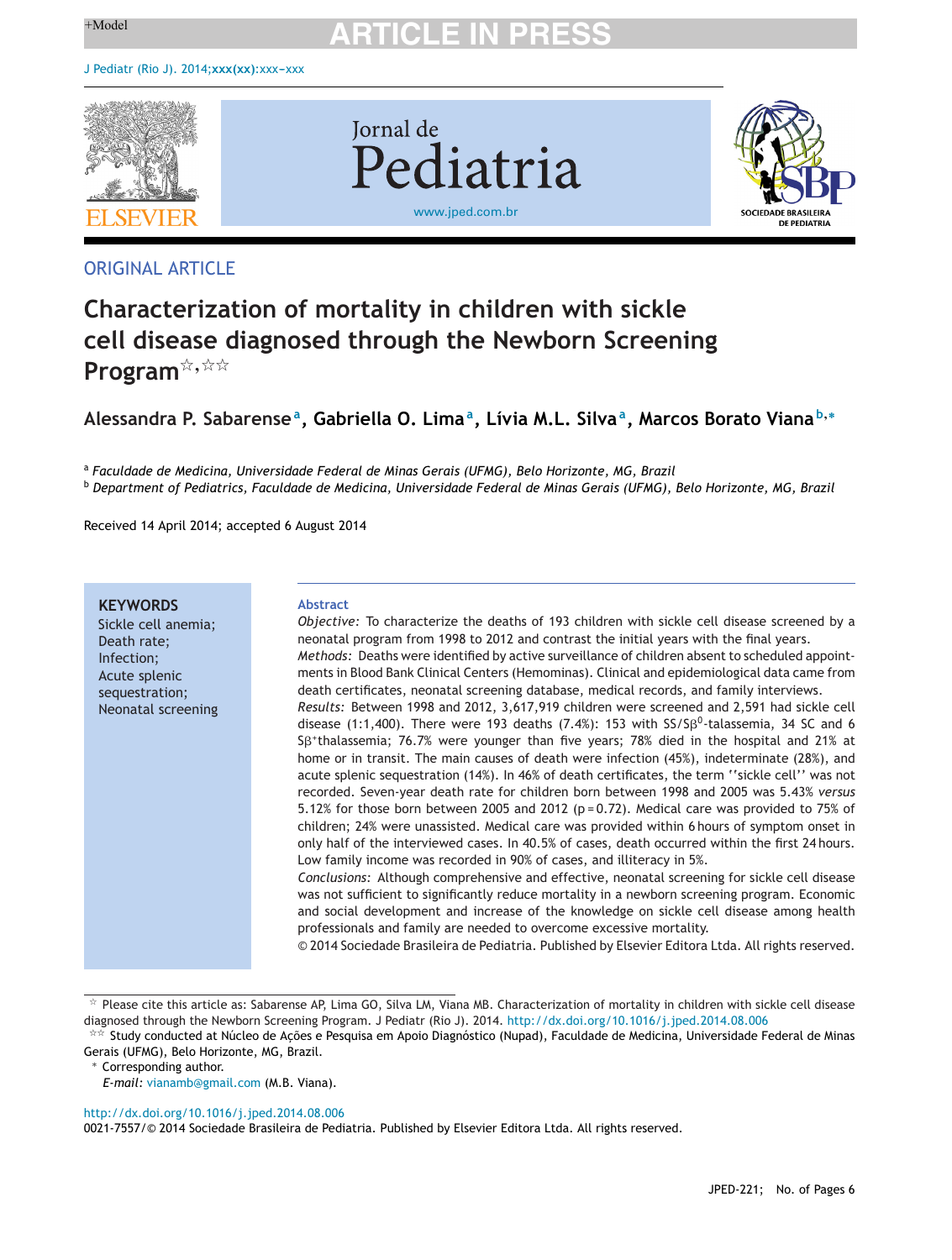ORIGINAL ARTICLE

# Characterization of mortality in children with sickle cell disease diagnosed through the Newborn Screening Program☆,☆☆

**Alessandra P. Sabarense[a], Gabriella O. Lima[a], Lívia M.L. Silva[a], Marcos Borato Viana[b,*]**

[a] *Faculdade de Medicina, Universidade Federal de Minas Gerais (UFMG), Belo Horizonte, MG, Brazil*

[b] *Department of Pediatrics, Faculdade de Medicina, Universidade Federal de Minas Gerais (UFMG), Belo Horizonte, MG, Brazil*

Received 14 April 2014; accepted 6 August 2014

**KEYWORDS**
Sickle cell anemia;
Death rate;
Infection;
Acute splenic sequestration;
Neonatal screening

## Abstract

*Objective:* To characterize the deaths of 193 children with sickle cell disease screened by a neonatal program from 1998 to 2012 and contrast the initial years with the final years.

*Methods:* Deaths were identified by active surveillance of children absent to scheduled appointments in Blood Bank Clinical Centers (Hemominas). Clinical and epidemiological data came from death certificates, neonatal screening database, medical records, and family interviews.

*Results:* Between 1998 and 2012, 3,617,919 children were screened and 2,591 had sickle cell disease (1:1,400). There were 193 deaths (7.4%): 153 with SS/S$\beta^0$-talassemia, 34 SC and 6 S$\beta^+$thalassemia; 76.7% were younger than five years; 78% died in the hospital and 21% at home or in transit. The main causes of death were infection (45%), indeterminate (28%), and acute splenic sequestration (14%). In 46% of death certificates, the term ''sickle cell'' was not recorded. Seven-year death rate for children born between 1998 and 2005 was 5.43% *versus* 5.12% for those born between 2005 and 2012 ($p = 0.72$). Medical care was provided to 75% of children; 24% were unassisted. Medical care was provided within 6 hours of symptom onset in only half of the interviewed cases. In 40.5% of cases, death occurred within the first 24 hours. Low family income was recorded in 90% of cases, and illiteracy in 5%.

*Conclusions:* Although comprehensive and effective, neonatal screening for sickle cell disease was not sufficient to significantly reduce mortality in a newborn screening program. Economic and social development and increase of the knowledge on sickle cell disease among health professionals and family are needed to overcome excessive mortality.

© 2014 Sociedade Brasileira de Pediatria. Published by Elsevier Editora Ltda. All rights reserved.

☆ Please cite this article as: Sabarense AP, Lima GO, Silva LM, Viana MB. Characterization of mortality in children with sickle cell disease diagnosed through the Newborn Screening Program. J Pediatr (Rio J). 2014. http://dx.doi.org/10.1016/j.jped.2014.08.006

☆☆ Study conducted at Núcleo de Ações e Pesquisa em Apoio Diagnóstico (Nupad), Faculdade de Medicina, Universidade Federal de Minas Gerais (UFMG), Belo Horizonte, MG, Brazil.

* Corresponding author.
*E-mail:* vianamb@gmail.com (M.B. Viana).

http://dx.doi.org/10.1016/j.jped.2014.08.006
0021-7557/© 2014 Sociedade Brasileira de Pediatria. Published by Elsevier Editora Ltda. All rights reserved.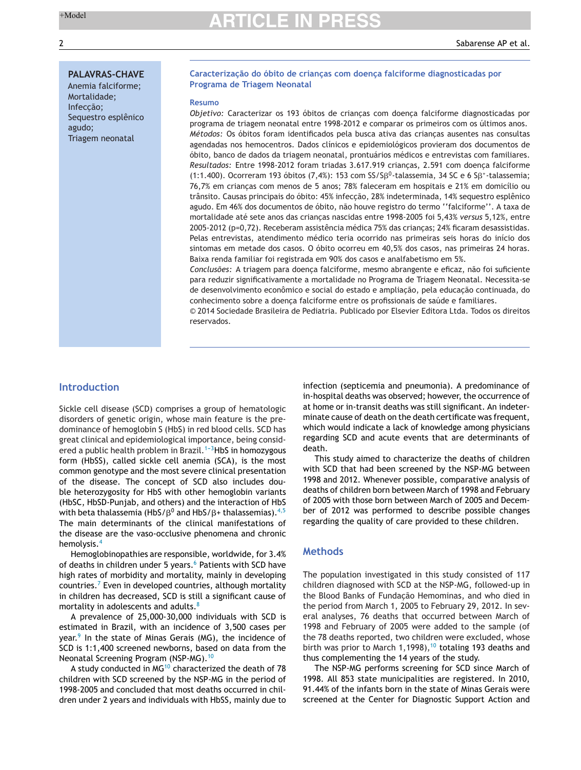**PALAVRAS-CHAVE**
Anemia falciforme;
Mortalidade;
Infecção;
Sequestro esplênico agudo;
Triagem neonatal

### Caracterização do óbito de crianças com doença falciforme diagnosticadas por Programa de Triagem Neonatal

**Resumo**

*Objetivo:* Caracterizar os 193 óbitos de crianças com doença falciforme diagnosticadas por programa de triagem neonatal entre 1998-2012 e comparar os primeiros com os últimos anos.

*Métodos:* Os óbitos foram identificados pela busca ativa das crianças ausentes nas consultas agendadas nos hemocentros. Dados clínicos e epidemiológicos provieram dos documentos de óbito, banco de dados da triagem neonatal, prontuários médicos e entrevistas com familiares.

*Resultados:* Entre 1998-2012 foram triadas 3.617.919 crianças, 2.591 com doença falciforme (1:1.400). Ocorreram 193 óbitos (7,4%): 153 com SS/S$\beta^0$-talassemia, 34 SC e 6 S$\beta^+$-talassemia; 76,7% em crianças com menos de 5 anos; 78% faleceram em hospitais e 21% em domicílio ou trânsito. Causas principais do óbito: 45% infecção, 28% indeterminada, 14% sequestro esplênico agudo. Em 46% dos documentos de óbito, não houve registro do termo ''falciforme''. A taxa de mortalidade até sete anos das crianças nascidas entre 1998-2005 foi 5,43% *versus* 5,12%, entre 2005-2012 (p=0,72). Receberam assistência médica 75% das crianças; 24% ficaram desassistidas. Pelas entrevistas, atendimento médico teria ocorrido nas primeiras seis horas do início dos sintomas em metade dos casos. O óbito ocorreu em 40,5% dos casos, nas primeiras 24 horas. Baixa renda familiar foi registrada em 90% dos casos e analfabetismo em 5%.

*Conclusões:* A triagem para doença falciforme, mesmo abrangente e eficaz, não foi suficiente para reduzir significativamente a mortalidade no Programa de Triagem Neonatal. Necessita-se de desenvolvimento econômico e social do estado e ampliação, pela educação continuada, do conhecimento sobre a doença falciforme entre os profissionais de saúde e familiares.

© 2014 Sociedade Brasileira de Pediatria. Publicado por Elsevier Editora Ltda. Todos os direitos reservados.

## Introduction

Sickle cell disease (SCD) comprises a group of hematologic disorders of genetic origin, whose main feature is the predominance of hemoglobin S (HbS) in red blood cells. SCD has great clinical and epidemiological importance, being considered a public health problem in Brazil.[1–3] HbS in homozygous form (HbSS), called sickle cell anemia (SCA), is the most common genotype and the most severe clinical presentation of the disease. The concept of SCD also includes double heterozygosity for HbS with other hemoglobin variants (HbSC, HbSD-Punjab, and others) and the interaction of HbS with beta thalassemia (HbS/$\beta^0$ and HbS/$\beta$+ thalassemias).[4,5] The main determinants of the clinical manifestations of the disease are the vaso-occlusive phenomena and chronic hemolysis.[4]

Hemoglobinopathies are responsible, worldwide, for 3.4% of deaths in children under 5 years.[6] Patients with SCD have high rates of morbidity and mortality, mainly in developing countries.[7] Even in developed countries, although mortality in children has decreased, SCD is still a significant cause of mortality in adolescents and adults.[8]

A prevalence of 25,000-30,000 individuals with SCD is estimated in Brazil, with an incidence of 3,500 cases per year.[9] In the state of Minas Gerais (MG), the incidence of SCD is 1:1,400 screened newborns, based on data from the Neonatal Screening Program (NSP-MG).[10]

A study conducted in MG[10] characterized the death of 78 children with SCD screened by the NSP-MG in the period of 1998-2005 and concluded that most deaths occurred in children under 2 years and individuals with HbSS, mainly due to infection (septicemia and pneumonia). A predominance of in-hospital deaths was observed; however, the occurrence of at home or in-transit deaths was still significant. An indeterminate cause of death on the death certificate was frequent, which would indicate a lack of knowledge among physicians regarding SCD and acute events that are determinants of death.

This study aimed to characterize the deaths of children with SCD that had been screened by the NSP-MG between 1998 and 2012. Whenever possible, comparative analysis of deaths of children born between March of 1998 and February of 2005 with those born between March of 2005 and December of 2012 was performed to describe possible changes regarding the quality of care provided to these children.

## Methods

The population investigated in this study consisted of 117 children diagnosed with SCD at the NSP-MG, followed-up in the Blood Banks of Fundação Hemominas, and who died in the period from March 1, 2005 to February 29, 2012. In several analyses, 76 deaths that occurred between March of 1998 and February of 2005 were added to the sample (of the 78 deaths reported, two children were excluded, whose birth was prior to March 1,1998),[10] totaling 193 deaths and thus complementing the 14 years of the study.

The NSP-MG performs screening for SCD since March of 1998. All 853 state municipalities are registered. In 2010, 91.44% of the infants born in the state of Minas Gerais were screened at the Center for Diagnostic Support Action and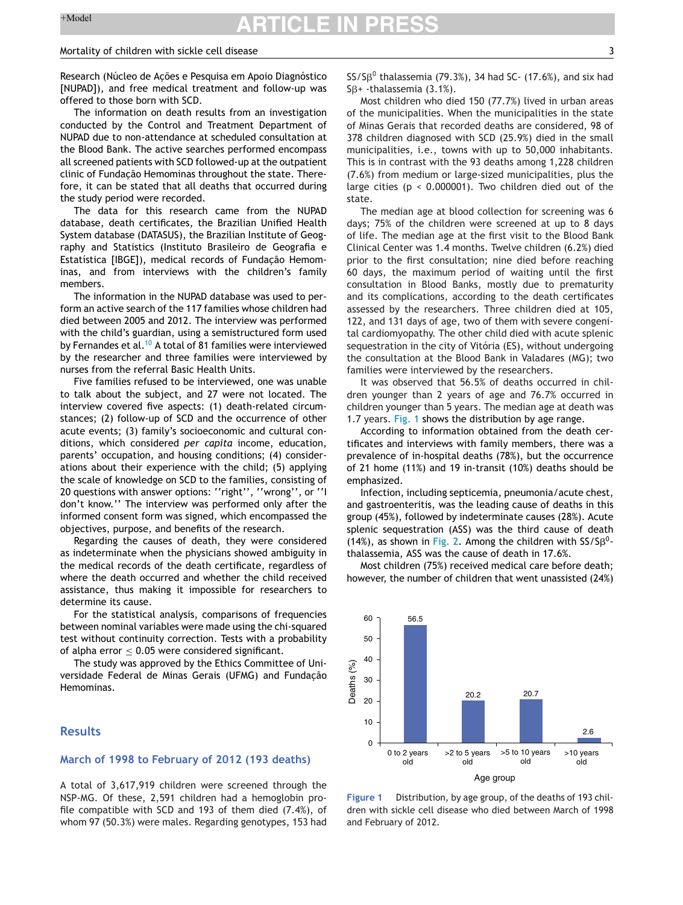Research (Núcleo de Ações e Pesquisa em Apoio Diagnóstico [NUPAD]), and free medical treatment and follow-up was offered to those born with SCD.

The information on death results from an investigation conducted by the Control and Treatment Department of NUPAD due to non-attendance at scheduled consultation at the Blood Bank. The active searches performed encompass all screened patients with SCD followed-up at the outpatient clinic of Fundação Hemominas throughout the state. Therefore, it can be stated that all deaths that occurred during the study period were recorded.

The data for this research came from the NUPAD database, death certificates, the Brazilian Unified Health System database (DATASUS), the Brazilian Institute of Geography and Statistics (Instituto Brasileiro de Geografia e Estatística [IBGE]), medical records of Fundação Hemominas, and from interviews with the children's family members.

The information in the NUPAD database was used to perform an active search of the 117 families whose children had died between 2005 and 2012. The interview was performed with the child's guardian, using a semistructured form used by Fernandes et al.[10] A total of 81 families were interviewed by the researcher and three families were interviewed by nurses from the referral Basic Health Units.

Five families refused to be interviewed, one was unable to talk about the subject, and 27 were not located. The interview covered five aspects: (1) death-related circumstances; (2) follow-up of SCD and the occurrence of other acute events; (3) family's socioeconomic and cultural conditions, which considered *per capita* income, education, parents' occupation, and housing conditions; (4) considerations about their experience with the child; (5) applying the scale of knowledge on SCD to the families, consisting of 20 questions with answer options: ''right'', ''wrong'', or ''I don't know.'' The interview was performed only after the informed consent form was signed, which encompassed the objectives, purpose, and benefits of the research.

Regarding the causes of death, they were considered as indeterminate when the physicians showed ambiguity in the medical records of the death certificate, regardless of where the death occurred and whether the child received assistance, thus making it impossible for researchers to determine its cause.

For the statistical analysis, comparisons of frequencies between nominal variables were made using the chi-squared test without continuity correction. Tests with a probability of alpha error $\leq 0.05$ were considered significant.

The study was approved by the Ethics Committee of Universidade Federal de Minas Gerais (UFMG) and Fundação Hemominas.

## Results

### March of 1998 to February of 2012 (193 deaths)

A total of 3,617,919 children were screened through the NSP-MG. Of these, 2,591 children had a hemoglobin profile compatible with SCD and 193 of them died (7.4%), of whom 97 (50.3%) were males. Regarding genotypes, 153 had SS/S$\beta^0$ thalassemia (79.3%), 34 had SC- (17.6%), and six had S$\beta$+ -thalassemia (3.1%).

Most children who died 150 (77.7%) lived in urban areas of the municipalities. When the municipalities in the state of Minas Gerais that recorded deaths are considered, 98 of 378 children diagnosed with SCD (25.9%) died in the small municipalities, i.e., towns with up to 50,000 inhabitants. This is in contrast with the 93 deaths among 1,228 children (7.6%) from medium or large-sized municipalities, plus the large cities ($p < 0.000001$). Two children died out of the state.

The median age at blood collection for screening was 6 days; 75% of the children were screened at up to 8 days of life. The median age at the first visit to the Blood Bank Clinical Center was 1.4 months. Twelve children (6.2%) died prior to the first consultation; nine died before reaching 60 days, the maximum period of waiting until the first consultation in Blood Banks, mostly due to prematurity and its complications, according to the death certificates assessed by the researchers. Three children died at 105, 122, and 131 days of age, two of them with severe congenital cardiomyopathy. The other child died with acute splenic sequestration in the city of Vitória (ES), without undergoing the consultation at the Blood Bank in Valadares (MG); two families were interviewed by the researchers.

It was observed that 56.5% of deaths occurred in children younger than 2 years of age and 76.7% occurred in children younger than 5 years. The median age at death was 1.7 years. Fig. 1 shows the distribution by age range.

According to information obtained from the death certificates and interviews with family members, there was a prevalence of in-hospital deaths (78%), but the occurrence of 21 home (11%) and 19 in-transit (10%) deaths should be emphasized.

Infection, including septicemia, pneumonia/acute chest, and gastroenteritis, was the leading cause of deaths in this group (45%), followed by indeterminate causes (28%). Acute splenic sequestration (ASS) was the third cause of death (14%), as shown in Fig. 2. Among the children with SS/S$\beta^0$-thalassemia, ASS was the cause of death in 17.6%.

Most children (75%) received medical care before death; however, the number of children that went unassisted (24%)

| Age group | Deaths (%) |
|---|---|
| 0 to 2 years old | 56.5 |
| >2 to 5 years old | 20.2 |
| >5 to 10 years old | 20.7 |
| >10 years old | 2.6 |

**Figure 1** Distribution, by age group, of the deaths of 193 children with sickle cell disease who died between March of 1998 and February of 2012.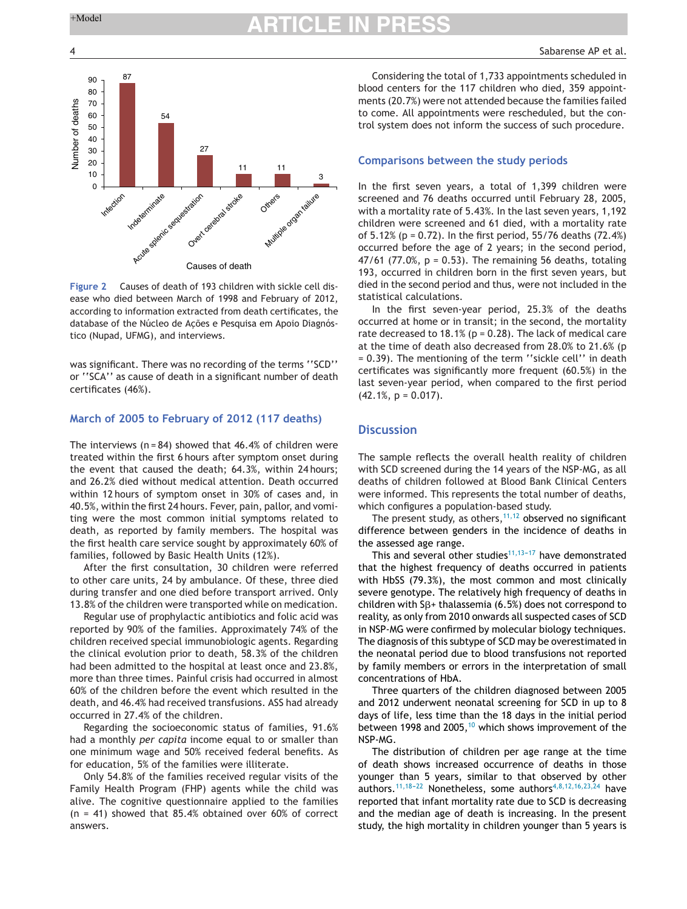Figure 2 Causes of death of 193 children with sickle cell disease who died between March of 1998 and February of 2012, according to information extracted from death certificates, the database of the Núcleo de Ações e Pesquisa em Apoio Diagnóstico (Nupad, UFMG), and interviews.

was significant. There was no recording of the terms ''SCD'' or ''SCA'' as cause of death in a significant number of death certificates (46%).

### March of 2005 to February of 2012 (117 deaths)

The interviews (n = 84) showed that 46.4% of children were treated within the first 6 hours after symptom onset during the event that caused the death; 64.3%, within 24 hours; and 26.2% died without medical attention. Death occurred within 12 hours of symptom onset in 30% of cases and, in 40.5%, within the first 24 hours. Fever, pain, pallor, and vomiting were the most common initial symptoms related to death, as reported by family members. The hospital was the first health care service sought by approximately 60% of families, followed by Basic Health Units (12%).

After the first consultation, 30 children were referred to other care units, 24 by ambulance. Of these, three died during transfer and one died before transport arrived. Only 13.8% of the children were transported while on medication.

Regular use of prophylactic antibiotics and folic acid was reported by 90% of the families. Approximately 74% of the children received special immunobiologic agents. Regarding the clinical evolution prior to death, 58.3% of the children had been admitted to the hospital at least once and 23.8%, more than three times. Painful crisis had occurred in almost 60% of the children before the event which resulted in the death, and 46.4% had received transfusions. ASS had already occurred in 27.4% of the children.

Regarding the socioeconomic status of families, 91.6% had a monthly *per capita* income equal to or smaller than one minimum wage and 50% received federal benefits. As for education, 5% of the families were illiterate.

Only 54.8% of the families received regular visits of the Family Health Program (FHP) agents while the child was alive. The cognitive questionnaire applied to the families (n = 41) showed that 85.4% obtained over 60% of correct answers.

Considering the total of 1,733 appointments scheduled in blood centers for the 117 children who died, 359 appointments (20.7%) were not attended because the families failed to come. All appointments were rescheduled, but the control system does not inform the success of such procedure.

### Comparisons between the study periods

In the first seven years, a total of 1,399 children were screened and 76 deaths occurred until February 28, 2005, with a mortality rate of 5.43%. In the last seven years, 1,192 children were screened and 61 died, with a mortality rate of 5.12% ($p = 0.72$). In the first period, 55/76 deaths (72.4%) occurred before the age of 2 years; in the second period, 47/61 (77.0%, $p = 0.53$). The remaining 56 deaths, totaling 193, occurred in children born in the first seven years, but died in the second period and thus, were not included in the statistical calculations.

In the first seven-year period, 25.3% of the deaths occurred at home or in transit; in the second, the mortality rate decreased to 18.1% ($p = 0.28$). The lack of medical care at the time of death also decreased from 28.0% to 21.6% ($p = 0.39$). The mentioning of the term ''sickle cell'' in death certificates was significantly more frequent (60.5%) in the last seven-year period, when compared to the first period (42.1%, $p = 0.017$).

## Discussion

The sample reflects the overall health reality of children with SCD screened during the 14 years of the NSP-MG, as all deaths of children followed at Blood Bank Clinical Centers were informed. This represents the total number of deaths, which configures a population-based study.

The present study, as others,[11,12] observed no significant difference between genders in the incidence of deaths in the assessed age range.

This and several other studies[11,13-17] have demonstrated that the highest frequency of deaths occurred in patients with HbSS (79.3%), the most common and most clinically severe genotype. The relatively high frequency of deaths in children with Sβ+ thalassemia (6.5%) does not correspond to reality, as only from 2010 onwards all suspected cases of SCD in NSP-MG were confirmed by molecular biology techniques. The diagnosis of this subtype of SCD may be overestimated in the neonatal period due to blood transfusions not reported by family members or errors in the interpretation of small concentrations of HbA.

Three quarters of the children diagnosed between 2005 and 2012 underwent neonatal screening for SCD in up to 8 days of life, less time than the 18 days in the initial period between 1998 and 2005,[10] which shows improvement of the NSP-MG.

The distribution of children per age range at the time of death shows increased occurrence of deaths in those younger than 5 years, similar to that observed by other authors.[11,18-22] Nonetheless, some authors[4,8,12,16,23,24] have reported that infant mortality rate due to SCD is decreasing and the median age of death is increasing. In the present study, the high mortality in children younger than 5 years is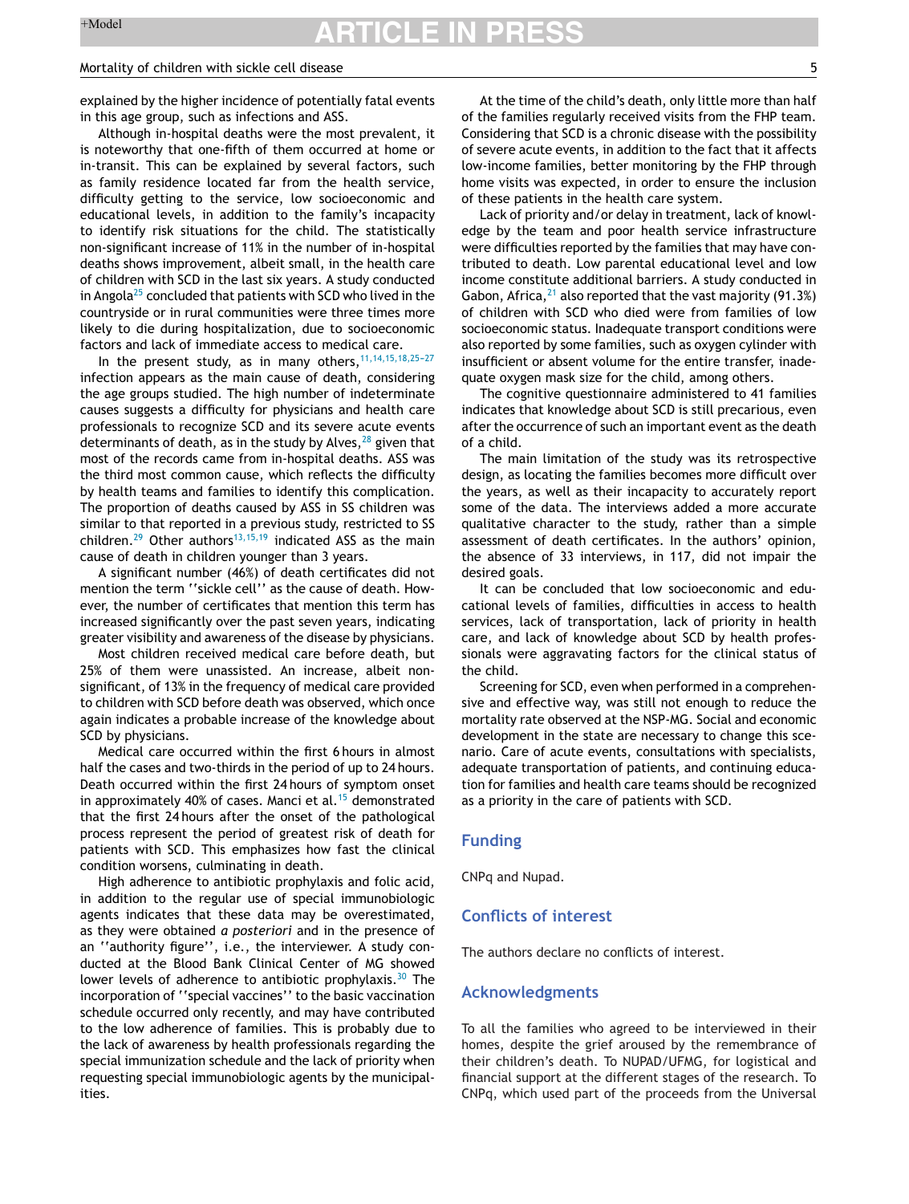explained by the higher incidence of potentially fatal events in this age group, such as infections and ASS.

Although in-hospital deaths were the most prevalent, it is noteworthy that one-fifth of them occurred at home or in-transit. This can be explained by several factors, such as family residence located far from the health service, difficulty getting to the service, low socioeconomic and educational levels, in addition to the family's incapacity to identify risk situations for the child. The statistically non-significant increase of 11% in the number of in-hospital deaths shows improvement, albeit small, in the health care of children with SCD in the last six years. A study conducted in Angola[25] concluded that patients with SCD who lived in the countryside or in rural communities were three times more likely to die during hospitalization, due to socioeconomic factors and lack of immediate access to medical care.

In the present study, as in many others,[11,14,15,18,25–27] infection appears as the main cause of death, considering the age groups studied. The high number of indeterminate causes suggests a difficulty for physicians and health care professionals to recognize SCD and its severe acute events determinants of death, as in the study by Alves,[28] given that most of the records came from in-hospital deaths. ASS was the third most common cause, which reflects the difficulty by health teams and families to identify this complication. The proportion of deaths caused by ASS in SS children was similar to that reported in a previous study, restricted to SS children.[29] Other authors[13,15,19] indicated ASS as the main cause of death in children younger than 3 years.

A significant number (46%) of death certificates did not mention the term ''sickle cell'' as the cause of death. However, the number of certificates that mention this term has increased significantly over the past seven years, indicating greater visibility and awareness of the disease by physicians.

Most children received medical care before death, but 25% of them were unassisted. An increase, albeit non-significant, of 13% in the frequency of medical care provided to children with SCD before death was observed, which once again indicates a probable increase of the knowledge about SCD by physicians.

Medical care occurred within the first 6 hours in almost half the cases and two-thirds in the period of up to 24 hours. Death occurred within the first 24 hours of symptom onset in approximately 40% of cases. Manci et al.[15] demonstrated that the first 24 hours after the onset of the pathological process represent the period of greatest risk of death for patients with SCD. This emphasizes how fast the clinical condition worsens, culminating in death.

High adherence to antibiotic prophylaxis and folic acid, in addition to the regular use of special immunobiologic agents indicates that these data may be overestimated, as they were obtained *a posteriori* and in the presence of an ''authority figure'', i.e., the interviewer. A study conducted at the Blood Bank Clinical Center of MG showed lower levels of adherence to antibiotic prophylaxis.[30] The incorporation of ''special vaccines'' to the basic vaccination schedule occurred only recently, and may have contributed to the low adherence of families. This is probably due to the lack of awareness by health professionals regarding the special immunization schedule and the lack of priority when requesting special immunobiologic agents by the municipalities.

At the time of the child's death, only little more than half of the families regularly received visits from the FHP team. Considering that SCD is a chronic disease with the possibility of severe acute events, in addition to the fact that it affects low-income families, better monitoring by the FHP through home visits was expected, in order to ensure the inclusion of these patients in the health care system.

Lack of priority and/or delay in treatment, lack of knowledge by the team and poor health service infrastructure were difficulties reported by the families that may have contributed to death. Low parental educational level and low income constitute additional barriers. A study conducted in Gabon, Africa,[21] also reported that the vast majority (91.3%) of children with SCD who died were from families of low socioeconomic status. Inadequate transport conditions were also reported by some families, such as oxygen cylinder with insufficient or absent volume for the entire transfer, inadequate oxygen mask size for the child, among others.

The cognitive questionnaire administered to 41 families indicates that knowledge about SCD is still precarious, even after the occurrence of such an important event as the death of a child.

The main limitation of the study was its retrospective design, as locating the families becomes more difficult over the years, as well as their incapacity to accurately report some of the data. The interviews added a more accurate qualitative character to the study, rather than a simple assessment of death certificates. In the authors' opinion, the absence of 33 interviews, in 117, did not impair the desired goals.

It can be concluded that low socioeconomic and educational levels of families, difficulties in access to health services, lack of transportation, lack of priority in health care, and lack of knowledge about SCD by health professionals were aggravating factors for the clinical status of the child.

Screening for SCD, even when performed in a comprehensive and effective way, was still not enough to reduce the mortality rate observed at the NSP-MG. Social and economic development in the state are necessary to change this scenario. Care of acute events, consultations with specialists, adequate transportation of patients, and continuing education for families and health care teams should be recognized as a priority in the care of patients with SCD.

## Funding

CNPq and Nupad.

## Conflicts of interest

The authors declare no conflicts of interest.

## Acknowledgments

To all the families who agreed to be interviewed in their homes, despite the grief aroused by the remembrance of their children's death. To NUPAD/UFMG, for logistical and financial support at the different stages of the research. To CNPq, which used part of the proceeds from the Universal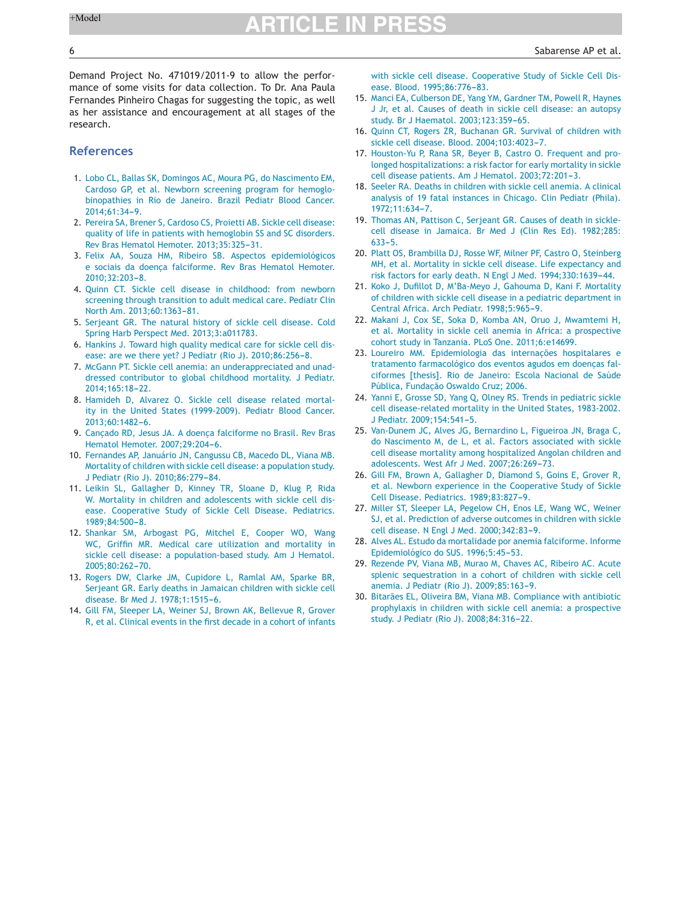Demand Project No. 471019/2011-9 to allow the performance of some visits for data collection. To Dr. Ana Paula Fernandes Pinheiro Chagas for suggesting the topic, as well as her assistance and encouragement at all stages of the research.

## References

1. Lobo CL, Ballas SK, Domingos AC, Moura PG, do Nascimento EM, Cardoso GP, et al. Newborn screening program for hemoglobinopathies in Rio de Janeiro. Brazil Pediatr Blood Cancer. 2014;61:34–9.
2. Pereira SA, Brener S, Cardoso CS, Proietti AB. Sickle cell disease: quality of life in patients with hemoglobin SS and SC disorders. Rev Bras Hematol Hemoter. 2013;35:325–31.
3. Felix AA, Souza HM, Ribeiro SB. Aspectos epidemiológicos e sociais da doença falciforme. Rev Bras Hematol Hemoter. 2010;32:203–8.
4. Quinn CT. Sickle cell disease in childhood: from newborn screening through transition to adult medical care. Pediatr Clin North Am. 2013;60:1363–81.
5. Serjeant GR. The natural history of sickle cell disease. Cold Spring Harb Perspect Med. 2013;3:a011783.
6. Hankins J. Toward high quality medical care for sickle cell disease: are we there yet? J Pediatr (Rio J). 2010;86:256–8.
7. McGann PT. Sickle cell anemia: an underappreciated and unaddressed contributor to global childhood mortality. J Pediatr. 2014;165:18–22.
8. Hamideh D, Alvarez O. Sickle cell disease related mortality in the United States (1999-2009). Pediatr Blood Cancer. 2013;60:1482–6.
9. Cançado RD, Jesus JA. A doença falciforme no Brasil. Rev Bras Hematol Hemoter. 2007;29:204–6.
10. Fernandes AP, Januário JN, Cangussu CB, Macedo DL, Viana MB. Mortality of children with sickle cell disease: a population study. J Pediatr (Rio J). 2010;86:279–84.
11. Leikin SL, Gallagher D, Kinney TR, Sloane D, Klug P, Rida W. Mortality in children and adolescents with sickle cell disease. Cooperative Study of Sickle Cell Disease. Pediatrics. 1989;84:500–8.
12. Shankar SM, Arbogast PG, Mitchel E, Cooper WO, Wang WC, Griffin MR. Medical care utilization and mortality in sickle cell disease: a population-based study. Am J Hematol. 2005;80:262–70.
13. Rogers DW, Clarke JM, Cupidore L, Ramlal AM, Sparke BR, Serjeant GR. Early deaths in Jamaican children with sickle cell disease. Br Med J. 1978;1:1515–6.
14. Gill FM, Sleeper LA, Weiner SJ, Brown AK, Bellevue R, Grover R, et al. Clinical events in the first decade in a cohort of infants with sickle cell disease. Cooperative Study of Sickle Cell Disease. Blood. 1995;86:776–83.
15. Manci EA, Culberson DE, Yang YM, Gardner TM, Powell R, Haynes J Jr, et al. Causes of death in sickle cell disease: an autopsy study. Br J Haematol. 2003;123:359–65.
16. Quinn CT, Rogers ZR, Buchanan GR. Survival of children with sickle cell disease. Blood. 2004;103:4023–7.
17. Houston-Yu P, Rana SR, Beyer B, Castro O. Frequent and prolonged hospitalizations: a risk factor for early mortality in sickle cell disease patients. Am J Hematol. 2003;72:201–3.
18. Seeler RA. Deaths in children with sickle cell anemia. A clinical analysis of 19 fatal instances in Chicago. Clin Pediatr (Phila). 1972;11:634–7.
19. Thomas AN, Pattison C, Serjeant GR. Causes of death in sickle-cell disease in Jamaica. Br Med J (Clin Res Ed). 1982;285:633–5.
20. Platt OS, Brambilla DJ, Rosse WF, Milner PF, Castro O, Steinberg MH, et al. Mortality in sickle cell disease. Life expectancy and risk factors for early death. N Engl J Med. 1994;330:1639–44.
21. Koko J, Dufillot D, M'Ba-Meyo J, Gahouma D, Kani F. Mortality of children with sickle cell disease in a pediatric department in Central Africa. Arch Pediatr. 1998;5:965–9.
22. Makani J, Cox SE, Soka D, Komba AN, Oruo J, Mwamtemi H, et al. Mortality in sickle cell anemia in Africa: a prospective cohort study in Tanzania. PLoS One. 2011;6:e14699.
23. Loureiro MM. Epidemiologia das internações hospitalares e tratamento farmacológico dos eventos agudos em doenças falciformes [thesis]. Rio de Janeiro: Escola Nacional de Saúde Pública, Fundação Oswaldo Cruz; 2006.
24. Yanni E, Grosse SD, Yang Q, Olney RS. Trends in pediatric sickle cell disease-related mortality in the United States, 1983-2002. J Pediatr. 2009;154:541–5.
25. Van-Dunem JC, Alves JG, Bernardino L, Figueiroa JN, Braga C, do Nascimento M, de L, et al. Factors associated with sickle cell disease mortality among hospitalized Angolan children and adolescents. West Afr J Med. 2007;26:269–73.
26. Gill FM, Brown A, Gallagher D, Diamond S, Goins E, Grover R, et al. Newborn experience in the Cooperative Study of Sickle Cell Disease. Pediatrics. 1989;83:827–9.
27. Miller ST, Sleeper LA, Pegelow CH, Enos LE, Wang WC, Weiner SJ, et al. Prediction of adverse outcomes in children with sickle cell disease. N Engl J Med. 2000;342:83–9.
28. Alves AL. Estudo da mortalidade por anemia falciforme. Informe Epidemiológico do SUS. 1996;5:45–53.
29. Rezende PV, Viana MB, Murao M, Chaves AC, Ribeiro AC. Acute splenic sequestration in a cohort of children with sickle cell anemia. J Pediatr (Rio J). 2009;85:163–9.
30. Bitarães EL, Oliveira BM, Viana MB. Compliance with antibiotic prophylaxis in children with sickle cell anemia: a prospective study. J Pediatr (Rio J). 2008;84:316–22.